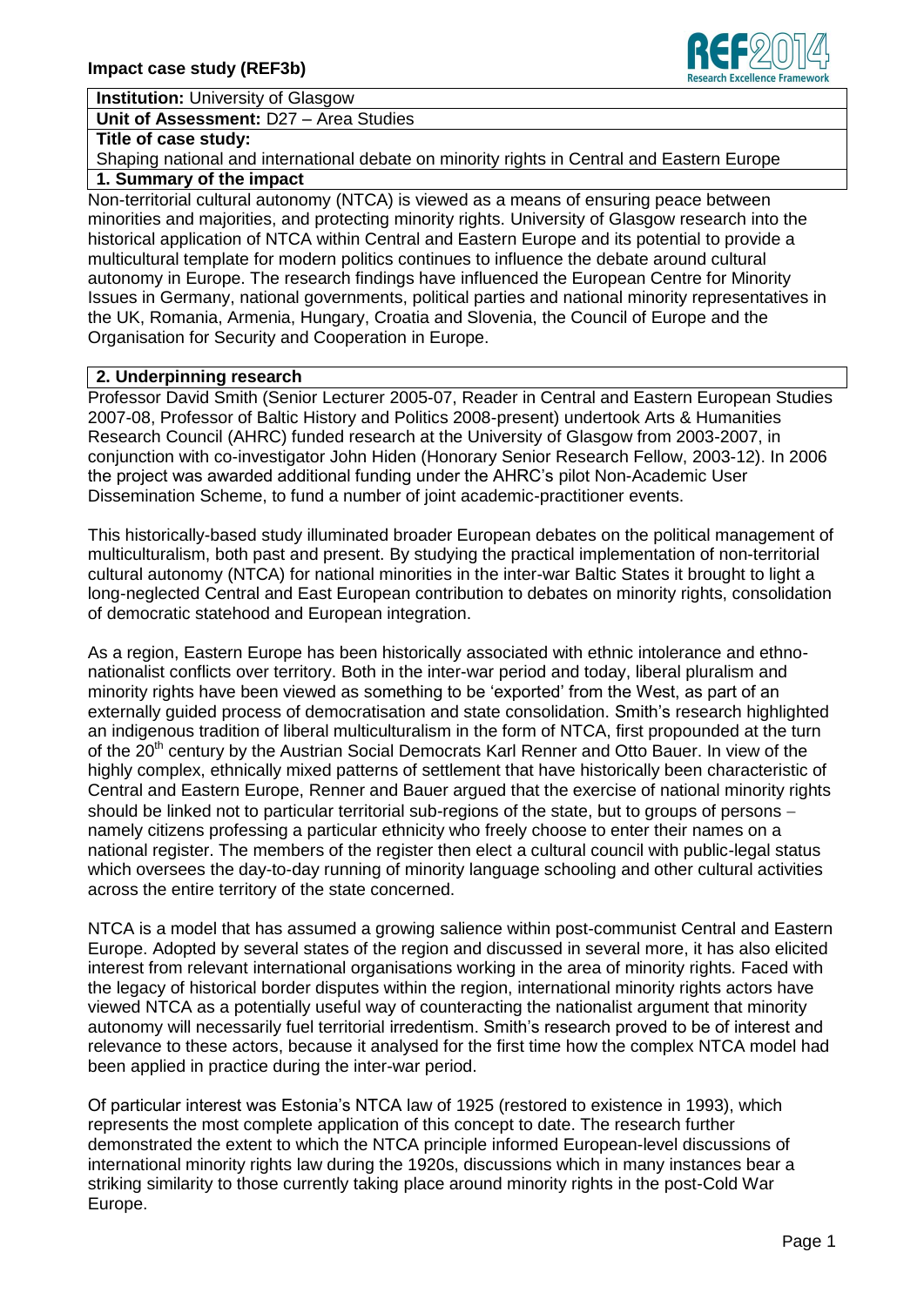**Impact case study (REF3b)**

**Institution:** University of Glasgow

**Unit of Assessment:** D27 – Area Studies

**Title of case study:**

Shaping national and international debate on minority rights in Central and Eastern Europe

## 1. Summary of the impact

Non-territorial cultural autonomy (NTCA) is viewed as a means of ensuring peace between minorities and majorities, and protecting minority rights. University of Glasgow research into the historical application of NTCA within Central and Eastern Europe and its potential to provide a multicultural template for modern politics continues to influence the debate around cultural autonomy in Europe. The research findings have influenced the European Centre for Minority Issues in Germany, national governments, political parties and national minority representatives in the UK, Romania, Armenia, Hungary, Croatia and Slovenia, the Council of Europe and the Organisation for Security and Cooperation in Europe.

## 2. Underpinning research

Professor David Smith (Senior Lecturer 2005-07, Reader in Central and Eastern European Studies 2007-08, Professor of Baltic History and Politics 2008-present) undertook Arts & Humanities Research Council (AHRC) funded research at the University of Glasgow from 2003-2007, in conjunction with co-investigator John Hiden (Honorary Senior Research Fellow, 2003-12). In 2006 the project was awarded additional funding under the AHRC's pilot Non-Academic User Dissemination Scheme, to fund a number of joint academic-practitioner events.

This historically-based study illuminated broader European debates on the political management of multiculturalism, both past and present. By studying the practical implementation of non-territorial cultural autonomy (NTCA) for national minorities in the inter-war Baltic States it brought to light a long-neglected Central and East European contribution to debates on minority rights, consolidation of democratic statehood and European integration.

As a region, Eastern Europe has been historically associated with ethnic intolerance and ethno-nationalist conflicts over territory. Both in the inter-war period and today, liberal pluralism and minority rights have been viewed as something to be 'exported' from the West, as part of an externally guided process of democratisation and state consolidation. Smith's research highlighted an indigenous tradition of liberal multiculturalism in the form of NTCA, first propounded at the turn of the 20th century by the Austrian Social Democrats Karl Renner and Otto Bauer. In view of the highly complex, ethnically mixed patterns of settlement that have historically been characteristic of Central and Eastern Europe, Renner and Bauer argued that the exercise of national minority rights should be linked not to particular territorial sub-regions of the state, but to groups of persons – namely citizens professing a particular ethnicity who freely choose to enter their names on a national register. The members of the register then elect a cultural council with public-legal status which oversees the day-to-day running of minority language schooling and other cultural activities across the entire territory of the state concerned.

NTCA is a model that has assumed a growing salience within post-communist Central and Eastern Europe. Adopted by several states of the region and discussed in several more, it has also elicited interest from relevant international organisations working in the area of minority rights. Faced with the legacy of historical border disputes within the region, international minority rights actors have viewed NTCA as a potentially useful way of counteracting the nationalist argument that minority autonomy will necessarily fuel territorial irredentism. Smith's research proved to be of interest and relevance to these actors, because it analysed for the first time how the complex NTCA model had been applied in practice during the inter-war period.

Of particular interest was Estonia's NTCA law of 1925 (restored to existence in 1993), which represents the most complete application of this concept to date. The research further demonstrated the extent to which the NTCA principle informed European-level discussions of international minority rights law during the 1920s, discussions which in many instances bear a striking similarity to those currently taking place around minority rights in the post-Cold War Europe.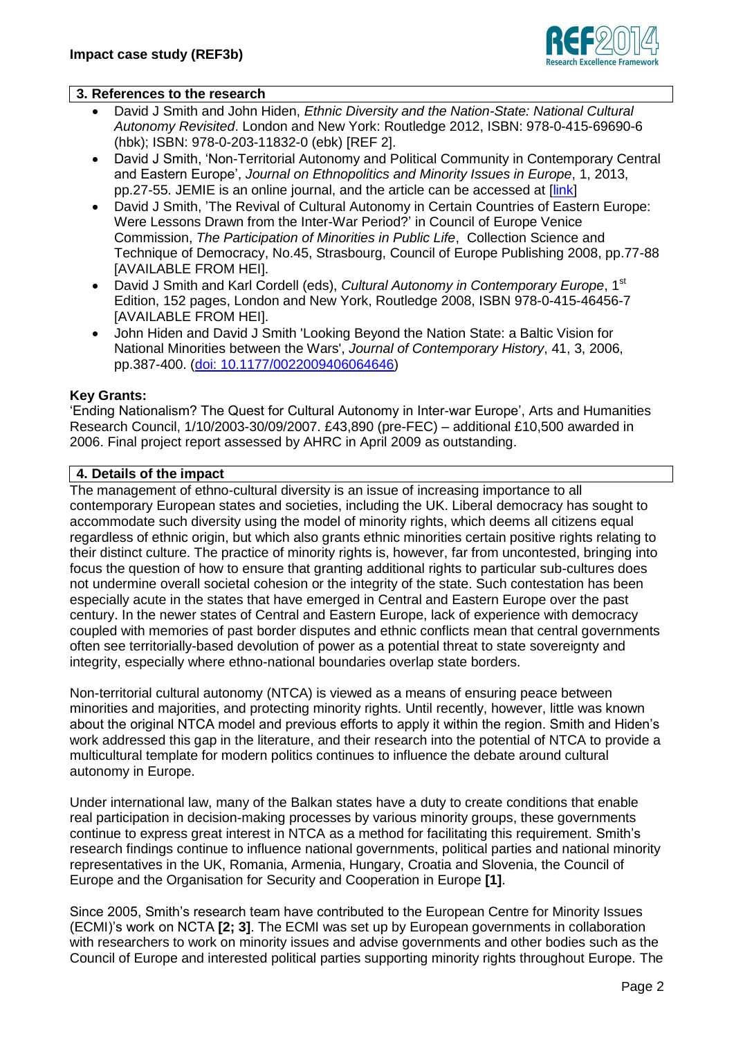## 3. References to the research

- David J Smith and John Hiden, *Ethnic Diversity and the Nation-State: National Cultural Autonomy Revisited*. London and New York: Routledge 2012, ISBN: 978-0-415-69690-6 (hbk); ISBN: 978-0-203-11832-0 (ebk) [REF 2].
- David J Smith, 'Non-Territorial Autonomy and Political Community in Contemporary Central and Eastern Europe', *Journal on Ethnopolitics and Minority Issues in Europe*, 1, 2013, pp.27-55. JEMIE is an online journal, and the article can be accessed at [link]
- David J Smith, 'The Revival of Cultural Autonomy in Certain Countries of Eastern Europe: Were Lessons Drawn from the Inter-War Period?' in Council of Europe Venice Commission, *The Participation of Minorities in Public Life*, Collection Science and Technique of Democracy, No.45, Strasbourg, Council of Europe Publishing 2008, pp.77-88 [AVAILABLE FROM HEI].
- David J Smith and Karl Cordell (eds), *Cultural Autonomy in Contemporary Europe*, 1st Edition, 152 pages, London and New York, Routledge 2008, ISBN 978-0-415-46456-7 [AVAILABLE FROM HEI].
- John Hiden and David J Smith 'Looking Beyond the Nation State: a Baltic Vision for National Minorities between the Wars', *Journal of Contemporary History*, 41, 3, 2006, pp.387-400. (doi: 10.1177/0022009406064646)

**Key Grants:**

'Ending Nationalism? The Quest for Cultural Autonomy in Inter-war Europe', Arts and Humanities Research Council, 1/10/2003-30/09/2007. £43,890 (pre-FEC) – additional £10,500 awarded in 2006. Final project report assessed by AHRC in April 2009 as outstanding.

## 4. Details of the impact

The management of ethno-cultural diversity is an issue of increasing importance to all contemporary European states and societies, including the UK. Liberal democracy has sought to accommodate such diversity using the model of minority rights, which deems all citizens equal regardless of ethnic origin, but which also grants ethnic minorities certain positive rights relating to their distinct culture. The practice of minority rights is, however, far from uncontested, bringing into focus the question of how to ensure that granting additional rights to particular sub-cultures does not undermine overall societal cohesion or the integrity of the state. Such contestation has been especially acute in the states that have emerged in Central and Eastern Europe over the past century. In the newer states of Central and Eastern Europe, lack of experience with democracy coupled with memories of past border disputes and ethnic conflicts mean that central governments often see territorially-based devolution of power as a potential threat to state sovereignty and integrity, especially where ethno-national boundaries overlap state borders.

Non-territorial cultural autonomy (NTCA) is viewed as a means of ensuring peace between minorities and majorities, and protecting minority rights. Until recently, however, little was known about the original NTCA model and previous efforts to apply it within the region. Smith and Hiden's work addressed this gap in the literature, and their research into the potential of NTCA to provide a multicultural template for modern politics continues to influence the debate around cultural autonomy in Europe.

Under international law, many of the Balkan states have a duty to create conditions that enable real participation in decision-making processes by various minority groups, these governments continue to express great interest in NTCA as a method for facilitating this requirement. Smith's research findings continue to influence national governments, political parties and national minority representatives in the UK, Romania, Armenia, Hungary, Croatia and Slovenia, the Council of Europe and the Organisation for Security and Cooperation in Europe **[1]**.

Since 2005, Smith's research team have contributed to the European Centre for Minority Issues (ECMI)'s work on NCTA **[2; 3]**. The ECMI was set up by European governments in collaboration with researchers to work on minority issues and advise governments and other bodies such as the Council of Europe and interested political parties supporting minority rights throughout Europe. The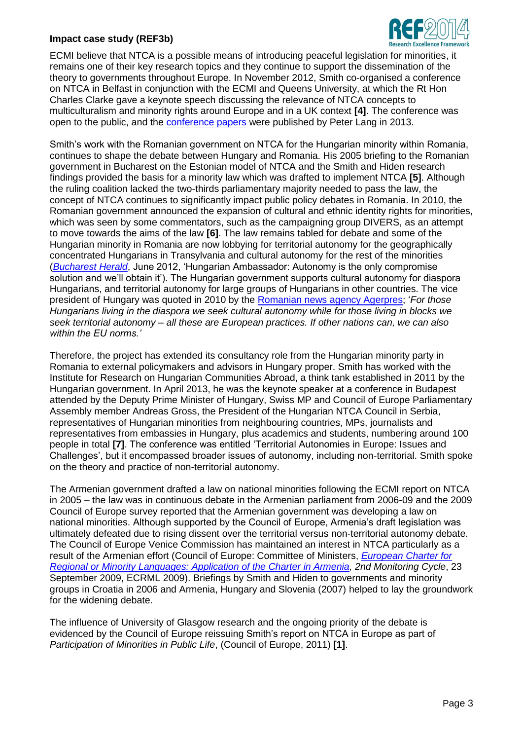ECMI believe that NTCA is a possible means of introducing peaceful legislation for minorities, it remains one of their key research topics and they continue to support the dissemination of the theory to governments throughout Europe. In November 2012, Smith co-organised a conference on NTCA in Belfast in conjunction with the ECMI and Queens University, at which the Rt Hon Charles Clarke gave a keynote speech discussing the relevance of NTCA concepts to multiculturalism and minority rights around Europe and in a UK context **[4]**. The conference was open to the public, and the conference papers were published by Peter Lang in 2013.

Smith's work with the Romanian government on NTCA for the Hungarian minority within Romania, continues to shape the debate between Hungary and Romania. His 2005 briefing to the Romanian government in Bucharest on the Estonian model of NTCA and the Smith and Hiden research findings provided the basis for a minority law which was drafted to implement NTCA **[5]**. Although the ruling coalition lacked the two-thirds parliamentary majority needed to pass the law, the concept of NTCA continues to significantly impact public policy debates in Romania. In 2010, the Romanian government announced the expansion of cultural and ethnic identity rights for minorities, which was seen by some commentators, such as the campaigning group DIVERS, as an attempt to move towards the aims of the law **[6]**. The law remains tabled for debate and some of the Hungarian minority in Romania are now lobbying for territorial autonomy for the geographically concentrated Hungarians in Transylvania and cultural autonomy for the rest of the minorities (*Bucharest Herald*, June 2012, 'Hungarian Ambassador: Autonomy is the only compromise solution and we'll obtain it'). The Hungarian government supports cultural autonomy for diaspora Hungarians, and territorial autonomy for large groups of Hungarians in other countries. The vice president of Hungary was quoted in 2010 by the Romanian news agency Agerpres; '*For those Hungarians living in the diaspora we seek cultural autonomy while for those living in blocks we seek territorial autonomy – all these are European practices. If other nations can, we can also within the EU norms.'*

Therefore, the project has extended its consultancy role from the Hungarian minority party in Romania to external policymakers and advisors in Hungary proper. Smith has worked with the Institute for Research on Hungarian Communities Abroad, a think tank established in 2011 by the Hungarian government. In April 2013, he was the keynote speaker at a conference in Budapest attended by the Deputy Prime Minister of Hungary, Swiss MP and Council of Europe Parliamentary Assembly member Andreas Gross, the President of the Hungarian NTCA Council in Serbia, representatives of Hungarian minorities from neighbouring countries, MPs, journalists and representatives from embassies in Hungary, plus academics and students, numbering around 100 people in total **[7]**. The conference was entitled 'Territorial Autonomies in Europe: Issues and Challenges', but it encompassed broader issues of autonomy, including non-territorial. Smith spoke on the theory and practice of non-territorial autonomy.

The Armenian government drafted a law on national minorities following the ECMI report on NTCA in 2005 – the law was in continuous debate in the Armenian parliament from 2006-09 and the 2009 Council of Europe survey reported that the Armenian government was developing a law on national minorities. Although supported by the Council of Europe, Armenia's draft legislation was ultimately defeated due to rising dissent over the territorial versus non-territorial autonomy debate. The Council of Europe Venice Commission has maintained an interest in NTCA particularly as a result of the Armenian effort (Council of Europe: Committee of Ministers, *European Charter for Regional or Minority Languages: Application of the Charter in Armenia, 2nd Monitoring Cycle*, 23 September 2009, ECRML 2009). Briefings by Smith and Hiden to governments and minority groups in Croatia in 2006 and Armenia, Hungary and Slovenia (2007) helped to lay the groundwork for the widening debate.

The influence of University of Glasgow research and the ongoing priority of the debate is evidenced by the Council of Europe reissuing Smith's report on NTCA in Europe as part of *Participation of Minorities in Public Life*, (Council of Europe, 2011) **[1]**.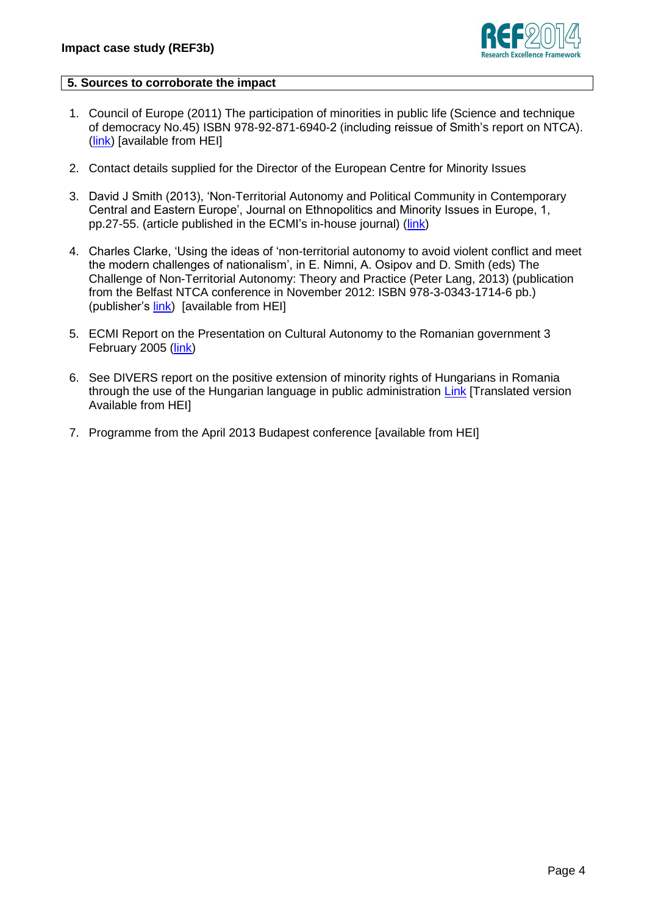## 5. Sources to corroborate the impact

1. Council of Europe (2011) The participation of minorities in public life (Science and technique of democracy No.45) ISBN 978-92-871-6940-2 (including reissue of Smith's report on NTCA). (link) [available from HEI]

2. Contact details supplied for the Director of the European Centre for Minority Issues

3. David J Smith (2013), 'Non-Territorial Autonomy and Political Community in Contemporary Central and Eastern Europe', Journal on Ethnopolitics and Minority Issues in Europe, 1, pp.27-55. (article published in the ECMI's in-house journal) (link)

4. Charles Clarke, 'Using the ideas of 'non-territorial autonomy to avoid violent conflict and meet the modern challenges of nationalism', in E. Nimni, A. Osipov and D. Smith (eds) The Challenge of Non-Territorial Autonomy: Theory and Practice (Peter Lang, 2013) (publication from the Belfast NTCA conference in November 2012: ISBN 978-3-0343-1714-6 pb.) (publisher's link) [available from HEI]

5. ECMI Report on the Presentation on Cultural Autonomy to the Romanian government 3 February 2005 (link)

6. See DIVERS report on the positive extension of minority rights of Hungarians in Romania through the use of the Hungarian language in public administration Link [Translated version Available from HEI]

7. Programme from the April 2013 Budapest conference [available from HEI]